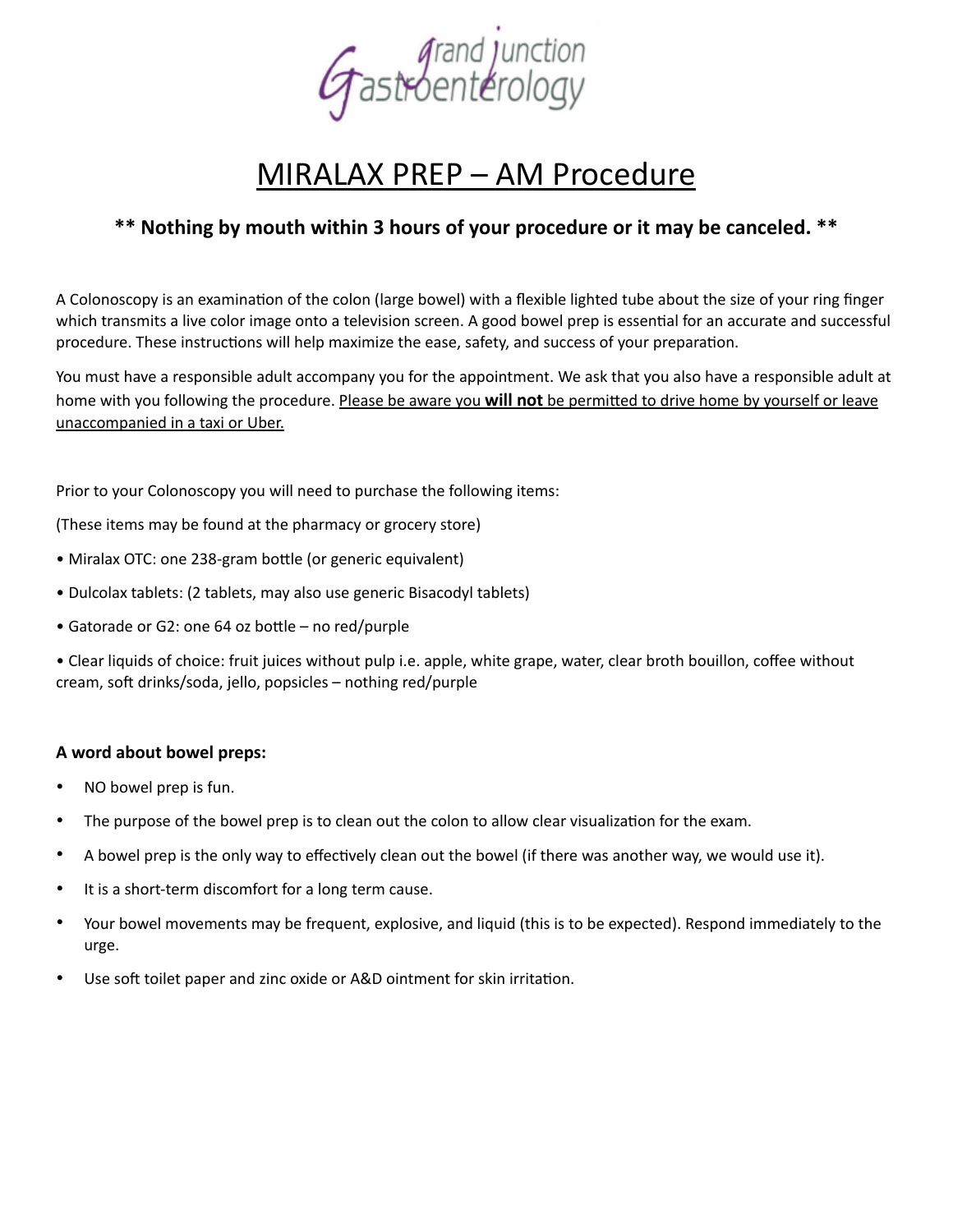Grand Junction Gastroenterology

# MIRALAX PREP – AM Procedure

**\*\* Nothing by mouth within 3 hours of your procedure or it may be canceled. \*\***

A Colonoscopy is an examination of the colon (large bowel) with a flexible lighted tube about the size of your ring finger which transmits a live color image onto a television screen. A good bowel prep is essential for an accurate and successful procedure. These instructions will help maximize the ease, safety, and success of your preparation.

You must have a responsible adult accompany you for the appointment. We ask that you also have a responsible adult at home with you following the procedure. <u>Please be aware you **will not** be permitted to drive home by yourself or leave unaccompanied in a taxi or Uber.</u>

Prior to your Colonoscopy you will need to purchase the following items:

(These items may be found at the pharmacy or grocery store)

- Miralax OTC: one 238-gram bottle (or generic equivalent)
- Dulcolax tablets: (2 tablets, may also use generic Bisacodyl tablets)
- Gatorade or G2: one 64 oz bottle – no red/purple
- Clear liquids of choice: fruit juices without pulp i.e. apple, white grape, water, clear broth bouillon, coffee without cream, soft drinks/soda, jello, popsicles – nothing red/purple

**A word about bowel preps:**

- NO bowel prep is fun.
- The purpose of the bowel prep is to clean out the colon to allow clear visualization for the exam.
- A bowel prep is the only way to effectively clean out the bowel (if there was another way, we would use it).
- It is a short-term discomfort for a long term cause.
- Your bowel movements may be frequent, explosive, and liquid (this is to be expected). Respond immediately to the urge.
- Use soft toilet paper and zinc oxide or A&D ointment for skin irritation.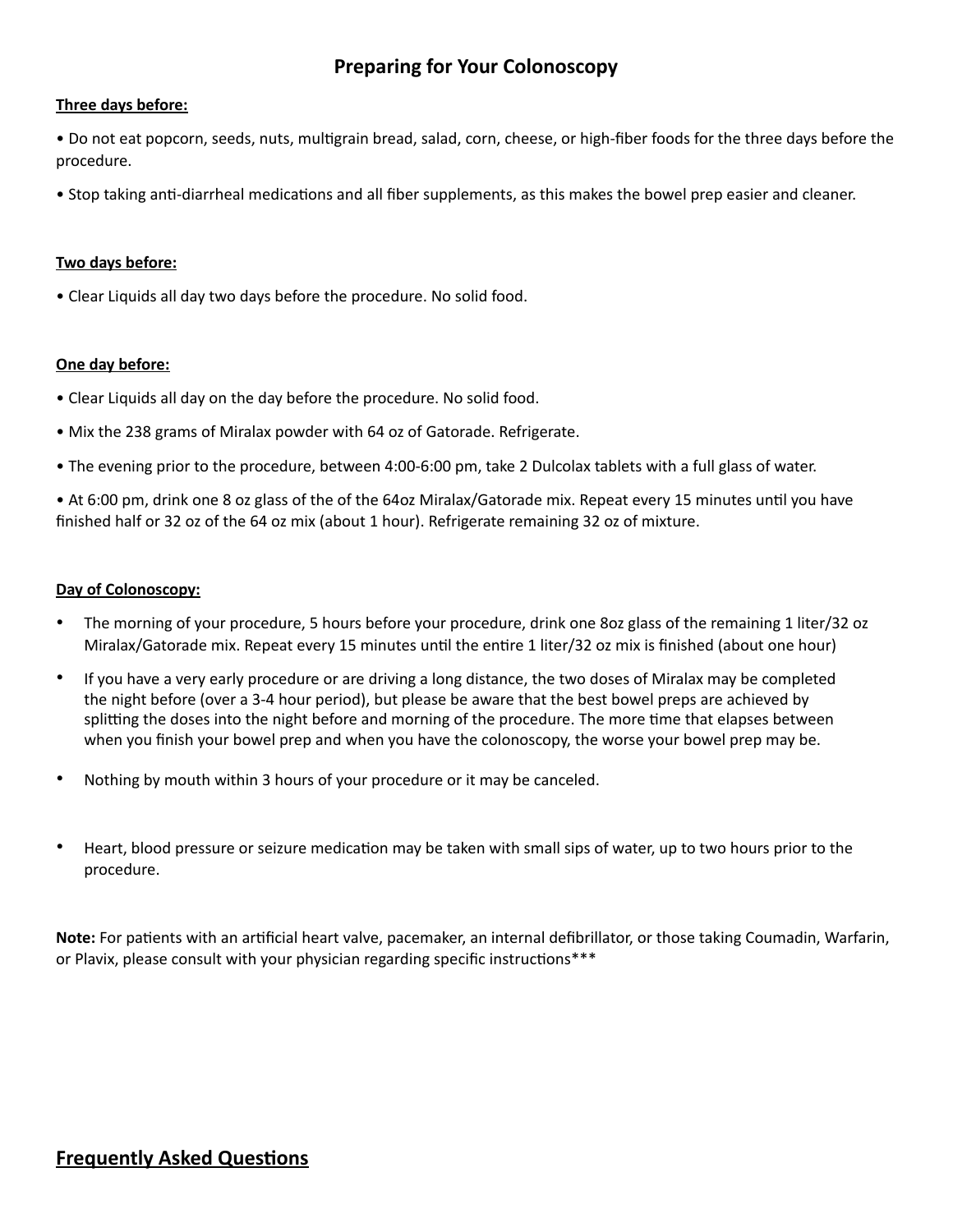# Preparing for Your Colonoscopy

**Three days before:**

- Do not eat popcorn, seeds, nuts, multigrain bread, salad, corn, cheese, or high-fiber foods for the three days before the procedure.
- Stop taking anti-diarrheal medications and all fiber supplements, as this makes the bowel prep easier and cleaner.

**Two days before:**

- Clear Liquids all day two days before the procedure. No solid food.

**One day before:**

- Clear Liquids all day on the day before the procedure. No solid food.
- Mix the 238 grams of Miralax powder with 64 oz of Gatorade. Refrigerate.
- The evening prior to the procedure, between 4:00-6:00 pm, take 2 Dulcolax tablets with a full glass of water.
- At 6:00 pm, drink one 8 oz glass of the of the 64oz Miralax/Gatorade mix. Repeat every 15 minutes until you have finished half or 32 oz of the 64 oz mix (about 1 hour). Refrigerate remaining 32 oz of mixture.

**Day of Colonoscopy:**

- The morning of your procedure, 5 hours before your procedure, drink one 8oz glass of the remaining 1 liter/32 oz Miralax/Gatorade mix. Repeat every 15 minutes until the entire 1 liter/32 oz mix is finished (about one hour)
- If you have a very early procedure or are driving a long distance, the two doses of Miralax may be completed the night before (over a 3-4 hour period), but please be aware that the best bowel preps are achieved by splitting the doses into the night before and morning of the procedure. The more time that elapses between when you finish your bowel prep and when you have the colonoscopy, the worse your bowel prep may be.
- Nothing by mouth within 3 hours of your procedure or it may be canceled.
- Heart, blood pressure or seizure medication may be taken with small sips of water, up to two hours prior to the procedure.

**Note:** For patients with an artificial heart valve, pacemaker, an internal defibrillator, or those taking Coumadin, Warfarin, or Plavix, please consult with your physician regarding specific instructions***

## Frequently Asked Questions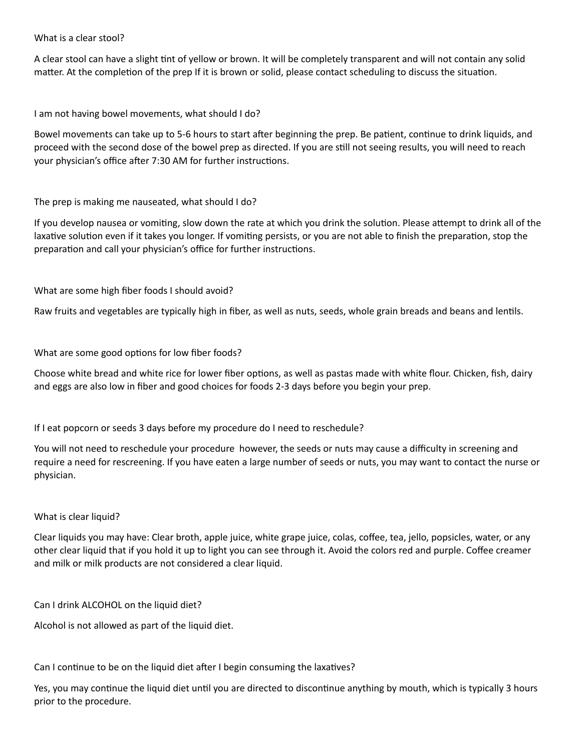What is a clear stool?

A clear stool can have a slight tint of yellow or brown. It will be completely transparent and will not contain any solid matter. At the completion of the prep If it is brown or solid, please contact scheduling to discuss the situation.

I am not having bowel movements, what should I do?

Bowel movements can take up to 5-6 hours to start after beginning the prep. Be patient, continue to drink liquids, and proceed with the second dose of the bowel prep as directed. If you are still not seeing results, you will need to reach your physician's office after 7:30 AM for further instructions.

The prep is making me nauseated, what should I do?

If you develop nausea or vomiting, slow down the rate at which you drink the solution. Please attempt to drink all of the laxative solution even if it takes you longer. If vomiting persists, or you are not able to finish the preparation, stop the preparation and call your physician's office for further instructions.

What are some high fiber foods I should avoid?

Raw fruits and vegetables are typically high in fiber, as well as nuts, seeds, whole grain breads and beans and lentils.

What are some good options for low fiber foods?

Choose white bread and white rice for lower fiber options, as well as pastas made with white flour. Chicken, fish, dairy and eggs are also low in fiber and good choices for foods 2-3 days before you begin your prep.

If I eat popcorn or seeds 3 days before my procedure do I need to reschedule?

You will not need to reschedule your procedure  however, the seeds or nuts may cause a difficulty in screening and require a need for rescreening. If you have eaten a large number of seeds or nuts, you may want to contact the nurse or physician.

What is clear liquid?

Clear liquids you may have: Clear broth, apple juice, white grape juice, colas, coffee, tea, jello, popsicles, water, or any other clear liquid that if you hold it up to light you can see through it. Avoid the colors red and purple. Coffee creamer and milk or milk products are not considered a clear liquid.

Can I drink ALCOHOL on the liquid diet?

Alcohol is not allowed as part of the liquid diet.

Can I continue to be on the liquid diet after I begin consuming the laxatives?

Yes, you may continue the liquid diet until you are directed to discontinue anything by mouth, which is typically 3 hours prior to the procedure.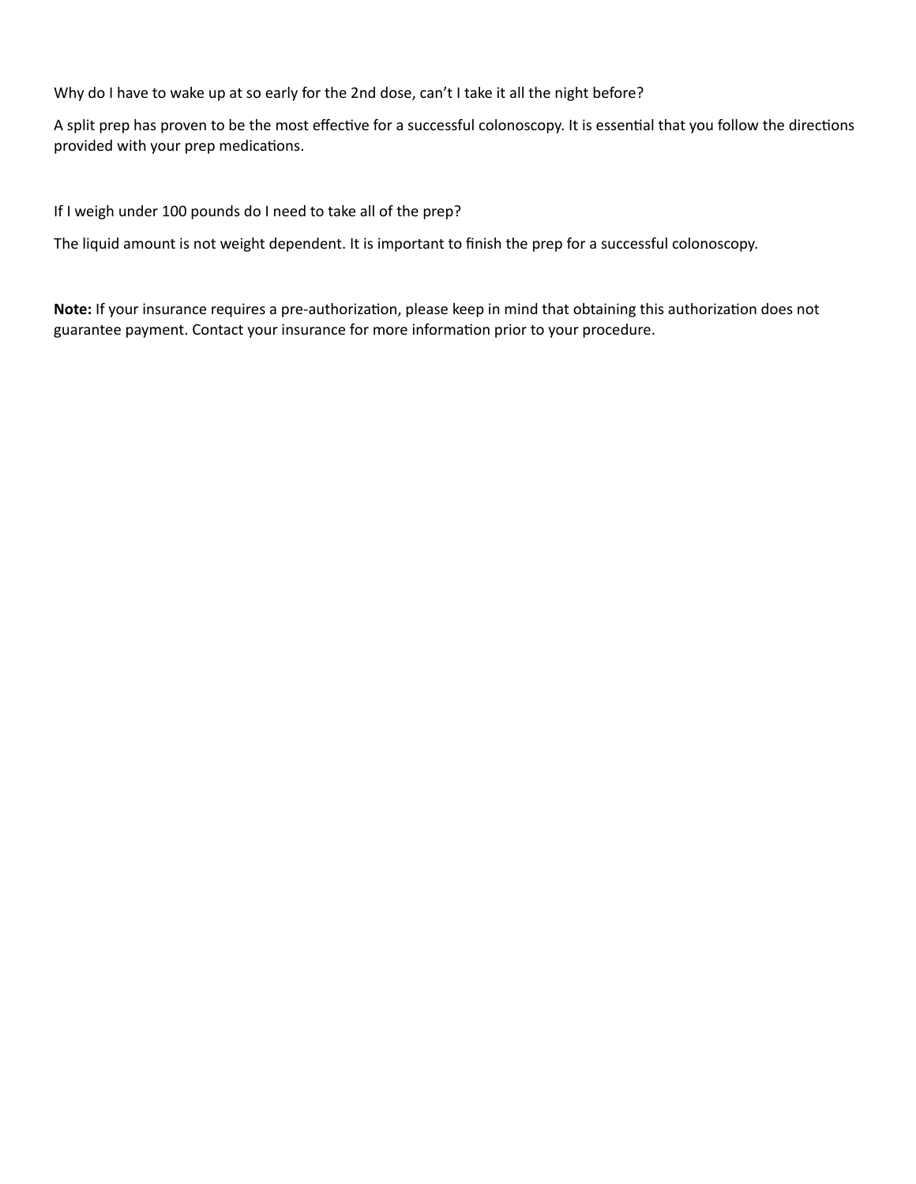Why do I have to wake up at so early for the 2nd dose, can't I take it all the night before?

A split prep has proven to be the most effective for a successful colonoscopy. It is essential that you follow the directions provided with your prep medications.

If I weigh under 100 pounds do I need to take all of the prep?

The liquid amount is not weight dependent. It is important to finish the prep for a successful colonoscopy.

**Note:** If your insurance requires a pre-authorization, please keep in mind that obtaining this authorization does not guarantee payment. Contact your insurance for more information prior to your procedure.